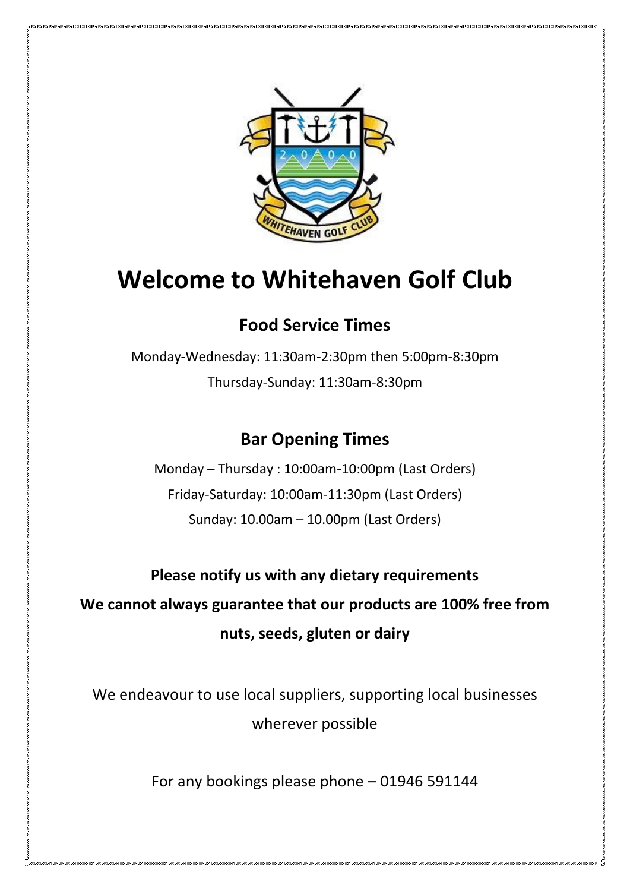# Welcome to Whitehaven Golf Club

## Food Service Times

Monday-Wednesday: 11:30am-2:30pm then 5:00pm-8:30pm

Thursday-Sunday: 11:30am-8:30pm

## Bar Opening Times

Monday – Thursday : 10:00am-10:00pm (Last Orders)

Friday-Saturday: 10:00am-11:30pm (Last Orders)

Sunday: 10.00am – 10.00pm (Last Orders)

**Please notify us with any dietary requirements**

**We cannot always guarantee that our products are 100% free from nuts, seeds, gluten or dairy**

We endeavour to use local suppliers, supporting local businesses wherever possible

For any bookings please phone – 01946 591144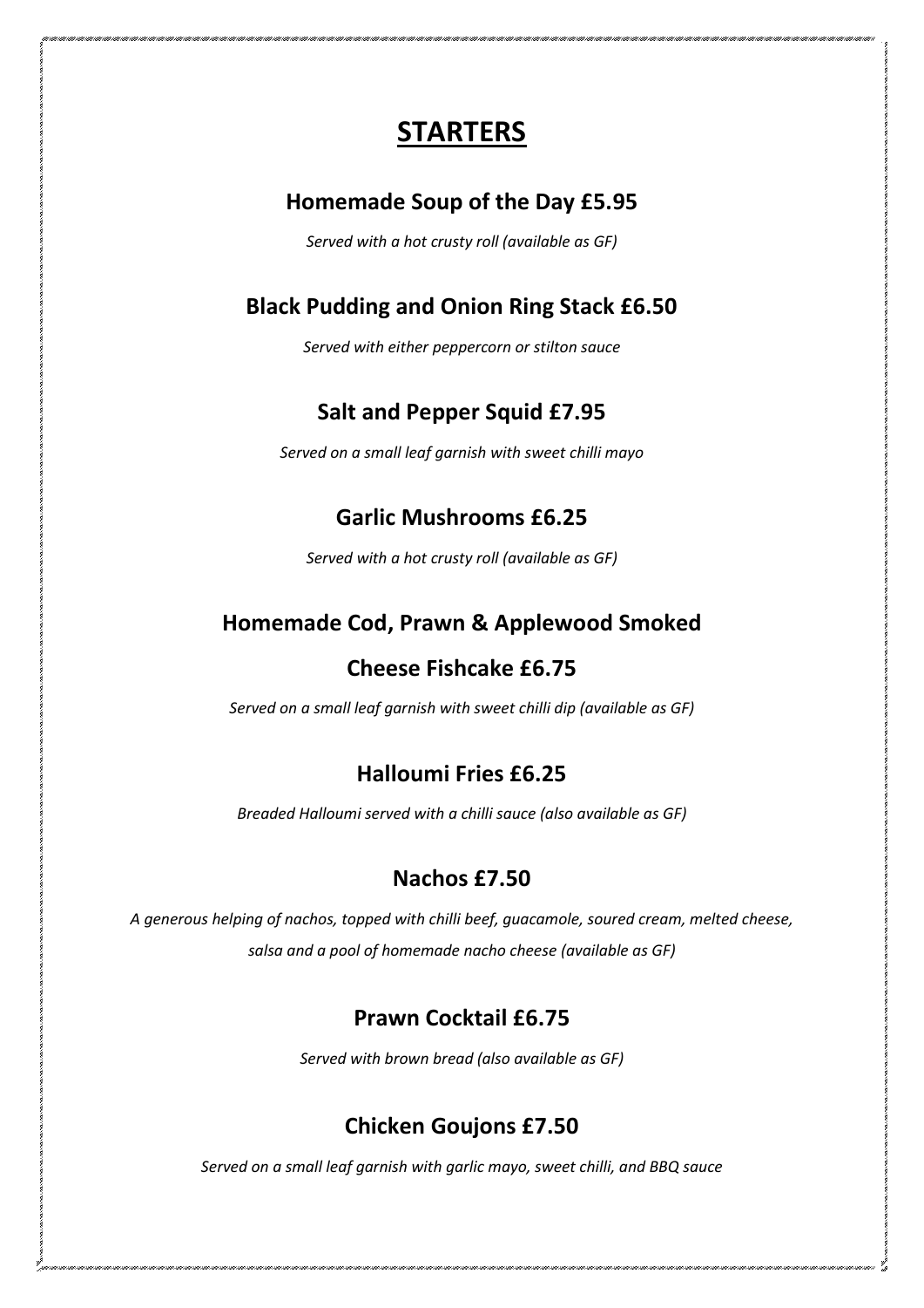# STARTERS

## Homemade Soup of the Day £5.95

*Served with a hot crusty roll (available as GF)*

## Black Pudding and Onion Ring Stack £6.50

*Served with either peppercorn or stilton sauce*

## Salt and Pepper Squid £7.95

*Served on a small leaf garnish with sweet chilli mayo*

## Garlic Mushrooms £6.25

*Served with a hot crusty roll (available as GF)*

## Homemade Cod, Prawn & Applewood Smoked Cheese Fishcake £6.75

*Served on a small leaf garnish with sweet chilli dip (available as GF)*

## Halloumi Fries £6.25

*Breaded Halloumi served with a chilli sauce (also available as GF)*

## Nachos £7.50

*A generous helping of nachos, topped with chilli beef, guacamole, soured cream, melted cheese, salsa and a pool of homemade nacho cheese (available as GF)*

## Prawn Cocktail £6.75

*Served with brown bread (also available as GF)*

## Chicken Goujons £7.50

*Served on a small leaf garnish with garlic mayo, sweet chilli, and BBQ sauce*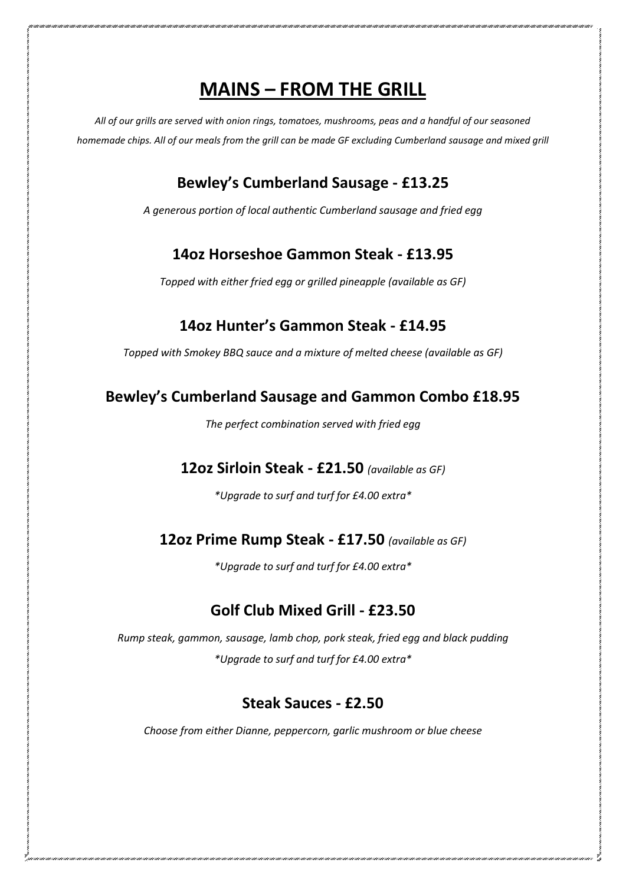# MAINS – FROM THE GRILL

*All of our grills are served with onion rings, tomatoes, mushrooms, peas and a handful of our seasoned homemade chips. All of our meals from the grill can be made GF excluding Cumberland sausage and mixed grill*

## Bewley's Cumberland Sausage - £13.25

*A generous portion of local authentic Cumberland sausage and fried egg*

## 14oz Horseshoe Gammon Steak - £13.95

*Topped with either fried egg or grilled pineapple (available as GF)*

## 14oz Hunter's Gammon Steak - £14.95

*Topped with Smokey BBQ sauce and a mixture of melted cheese (available as GF)*

## Bewley's Cumberland Sausage and Gammon Combo £18.95

*The perfect combination served with fried egg*

## 12oz Sirloin Steak - £21.50 *(available as GF)*

*\*Upgrade to surf and turf for £4.00 extra\**

## 12oz Prime Rump Steak - £17.50 *(available as GF)*

*\*Upgrade to surf and turf for £4.00 extra\**

## Golf Club Mixed Grill - £23.50

*Rump steak, gammon, sausage, lamb chop, pork steak, fried egg and black pudding*

*\*Upgrade to surf and turf for £4.00 extra\**

## Steak Sauces - £2.50

*Choose from either Dianne, peppercorn, garlic mushroom or blue cheese*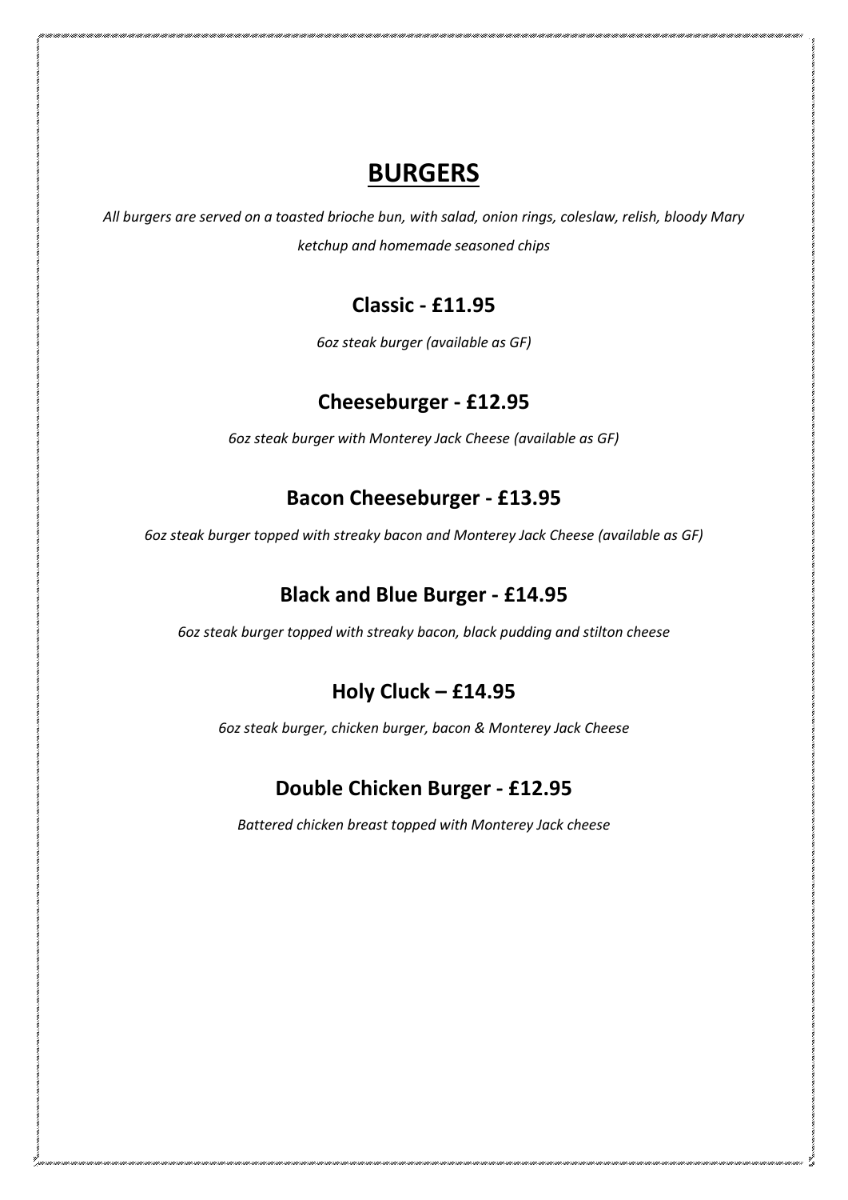# BURGERS

*All burgers are served on a toasted brioche bun, with salad, onion rings, coleslaw, relish, bloody Mary ketchup and homemade seasoned chips*

## Classic - £11.95

*6oz steak burger (available as GF)*

## Cheeseburger - £12.95

*6oz steak burger with Monterey Jack Cheese (available as GF)*

## Bacon Cheeseburger - £13.95

*6oz steak burger topped with streaky bacon and Monterey Jack Cheese (available as GF)*

## Black and Blue Burger - £14.95

*6oz steak burger topped with streaky bacon, black pudding and stilton cheese*

## Holy Cluck – £14.95

*6oz steak burger, chicken burger, bacon & Monterey Jack Cheese*

## Double Chicken Burger - £12.95

*Battered chicken breast topped with Monterey Jack cheese*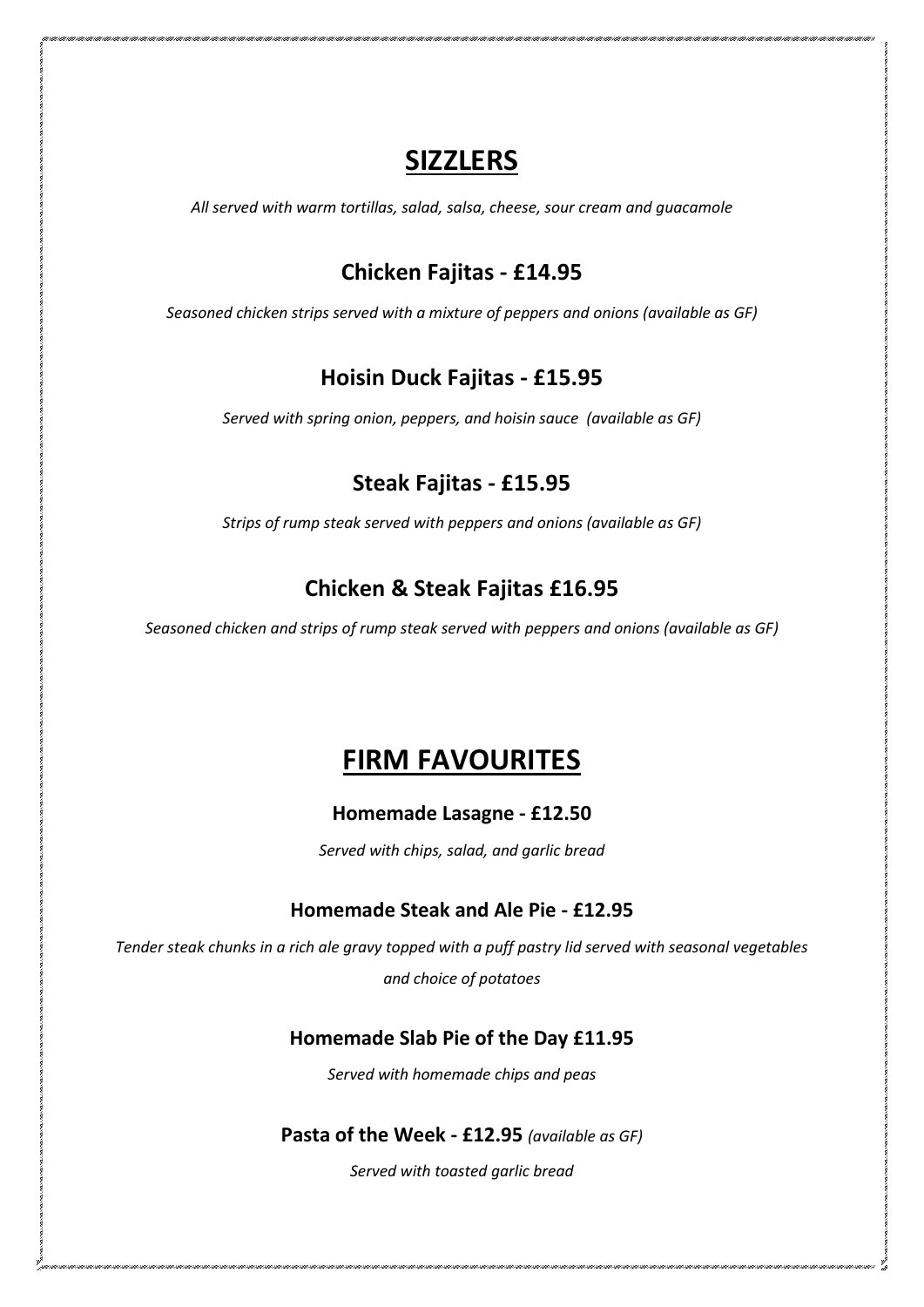# SIZZLERS

*All served with warm tortillas, salad, salsa, cheese, sour cream and guacamole*

## Chicken Fajitas - £14.95

*Seasoned chicken strips served with a mixture of peppers and onions (available as GF)*

## Hoisin Duck Fajitas - £15.95

*Served with spring onion, peppers, and hoisin sauce (available as GF)*

## Steak Fajitas - £15.95

*Strips of rump steak served with peppers and onions (available as GF)*

## Chicken & Steak Fajitas £16.95

*Seasoned chicken and strips of rump steak served with peppers and onions (available as GF)*

# FIRM FAVOURITES

### Homemade Lasagne - £12.50

*Served with chips, salad, and garlic bread*

### Homemade Steak and Ale Pie - £12.95

*Tender steak chunks in a rich ale gravy topped with a puff pastry lid served with seasonal vegetables and choice of potatoes*

### Homemade Slab Pie of the Day £11.95

*Served with homemade chips and peas*

### Pasta of the Week - £12.95 *(available as GF)*

*Served with toasted garlic bread*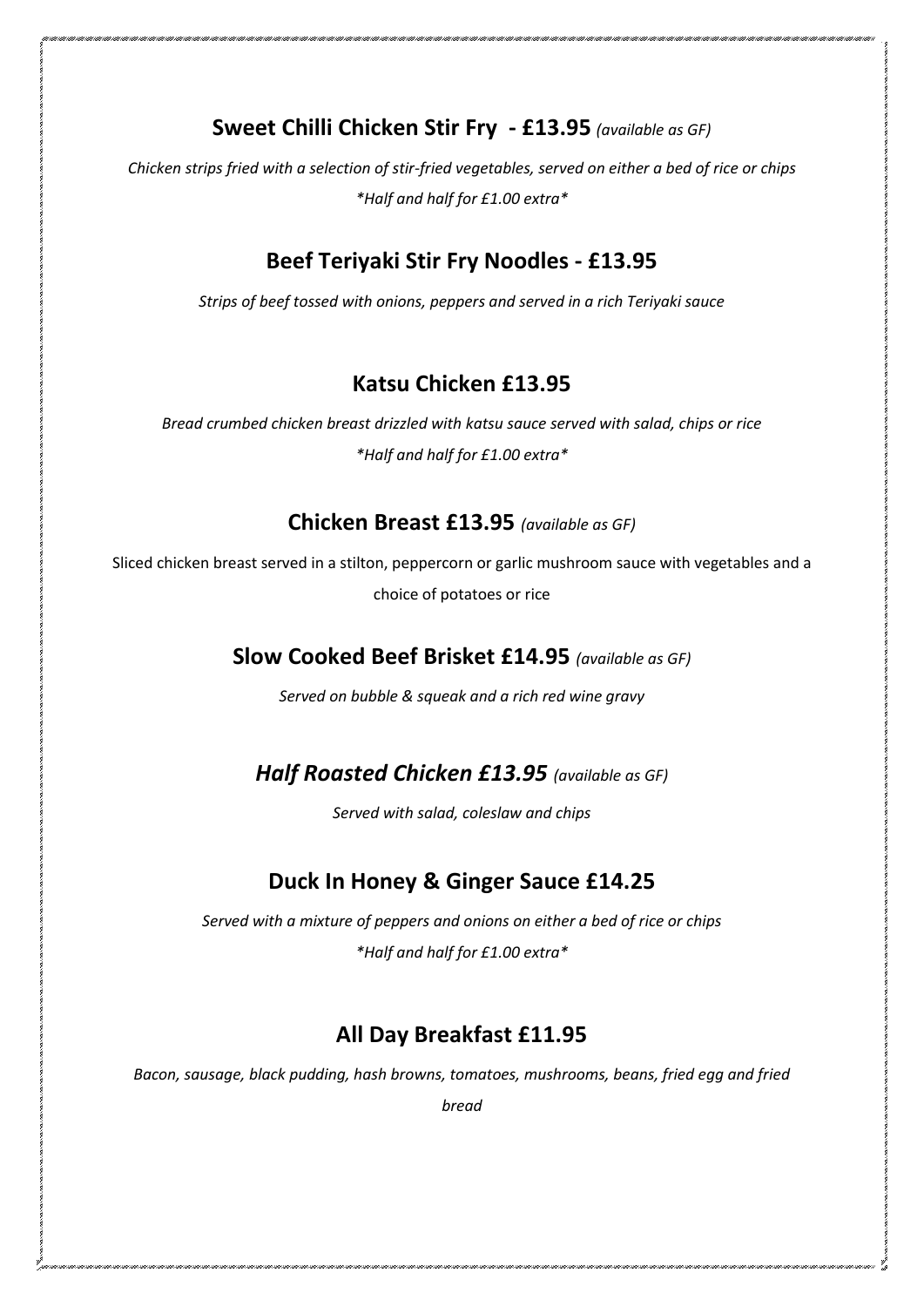## **Sweet Chilli Chicken Stir Fry - £13.95** *(available as GF)*

*Chicken strips fried with a selection of stir-fried vegetables, served on either a bed of rice or chips*

*\*Half and half for £1.00 extra\**

## **Beef Teriyaki Stir Fry Noodles - £13.95**

*Strips of beef tossed with onions, peppers and served in a rich Teriyaki sauce*

## **Katsu Chicken £13.95**

*Bread crumbed chicken breast drizzled with katsu sauce served with salad, chips or rice*

*\*Half and half for £1.00 extra\**

## **Chicken Breast £13.95** *(available as GF)*

Sliced chicken breast served in a stilton, peppercorn or garlic mushroom sauce with vegetables and a choice of potatoes or rice

## **Slow Cooked Beef Brisket £14.95** *(available as GF)*

*Served on bubble & squeak and a rich red wine gravy*

## ***Half Roasted Chicken £13.95*** *(available as GF)*

*Served with salad, coleslaw and chips*

## **Duck In Honey & Ginger Sauce £14.25**

*Served with a mixture of peppers and onions on either a bed of rice or chips*

*\*Half and half for £1.00 extra\**

## **All Day Breakfast £11.95**

*Bacon, sausage, black pudding, hash browns, tomatoes, mushrooms, beans, fried egg and fried bread*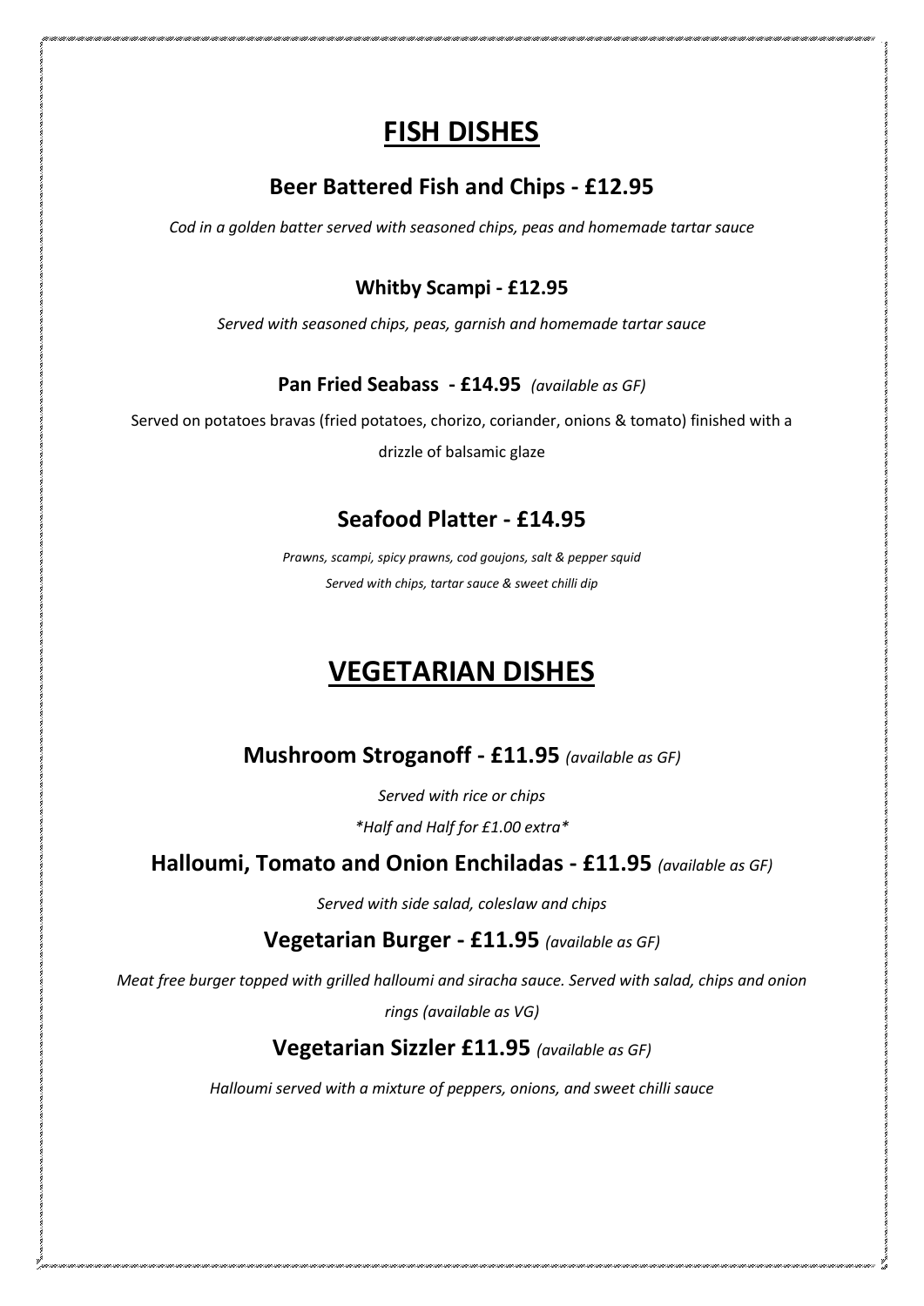# FISH DISHES

## Beer Battered Fish and Chips - £12.95

*Cod in a golden batter served with seasoned chips, peas and homemade tartar sauce*

### Whitby Scampi - £12.95

*Served with seasoned chips, peas, garnish and homemade tartar sauce*

### Pan Fried Seabass - £14.95 *(available as GF)*

Served on potatoes bravas (fried potatoes, chorizo, coriander, onions & tomato) finished with a drizzle of balsamic glaze

## Seafood Platter - £14.95

*Prawns, scampi, spicy prawns, cod goujons, salt & pepper squid*
*Served with chips, tartar sauce & sweet chilli dip*

# VEGETARIAN DISHES

## Mushroom Stroganoff - £11.95 *(available as GF)*

*Served with rice or chips*

*\*Half and Half for £1.00 extra\**

## Halloumi, Tomato and Onion Enchiladas - £11.95 *(available as GF)*

*Served with side salad, coleslaw and chips*

## Vegetarian Burger - £11.95 *(available as GF)*

*Meat free burger topped with grilled halloumi and siracha sauce. Served with salad, chips and onion rings (available as VG)*

## Vegetarian Sizzler £11.95 *(available as GF)*

*Halloumi served with a mixture of peppers, onions, and sweet chilli sauce*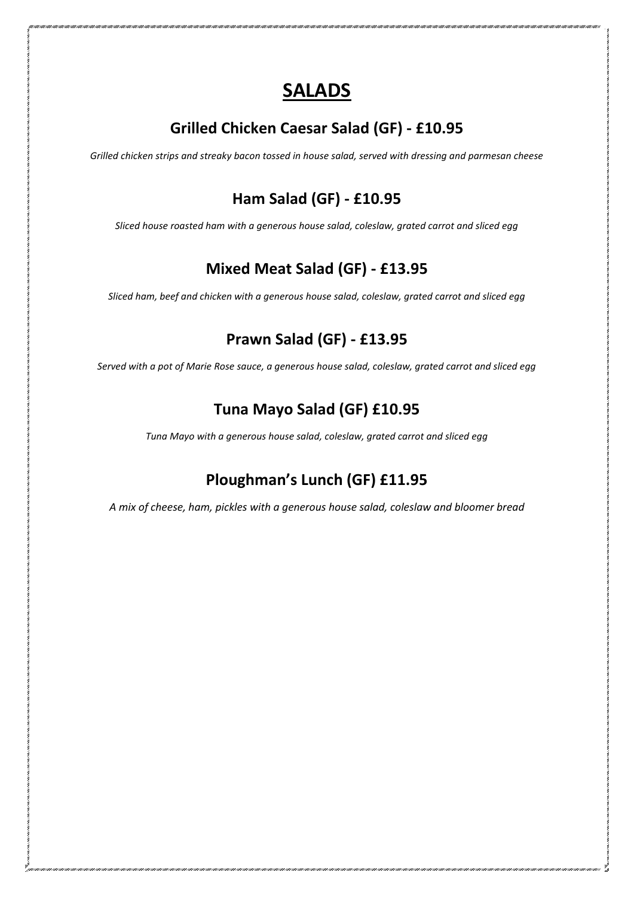# SALADS

## Grilled Chicken Caesar Salad (GF) - £10.95

*Grilled chicken strips and streaky bacon tossed in house salad, served with dressing and parmesan cheese*

## Ham Salad (GF) - £10.95

*Sliced house roasted ham with a generous house salad, coleslaw, grated carrot and sliced egg*

## Mixed Meat Salad (GF) - £13.95

*Sliced ham, beef and chicken with a generous house salad, coleslaw, grated carrot and sliced egg*

## Prawn Salad (GF) - £13.95

*Served with a pot of Marie Rose sauce, a generous house salad, coleslaw, grated carrot and sliced egg*

## Tuna Mayo Salad (GF) £10.95

*Tuna Mayo with a generous house salad, coleslaw, grated carrot and sliced egg*

## Ploughman's Lunch (GF) £11.95

*A mix of cheese, ham, pickles with a generous house salad, coleslaw and bloomer bread*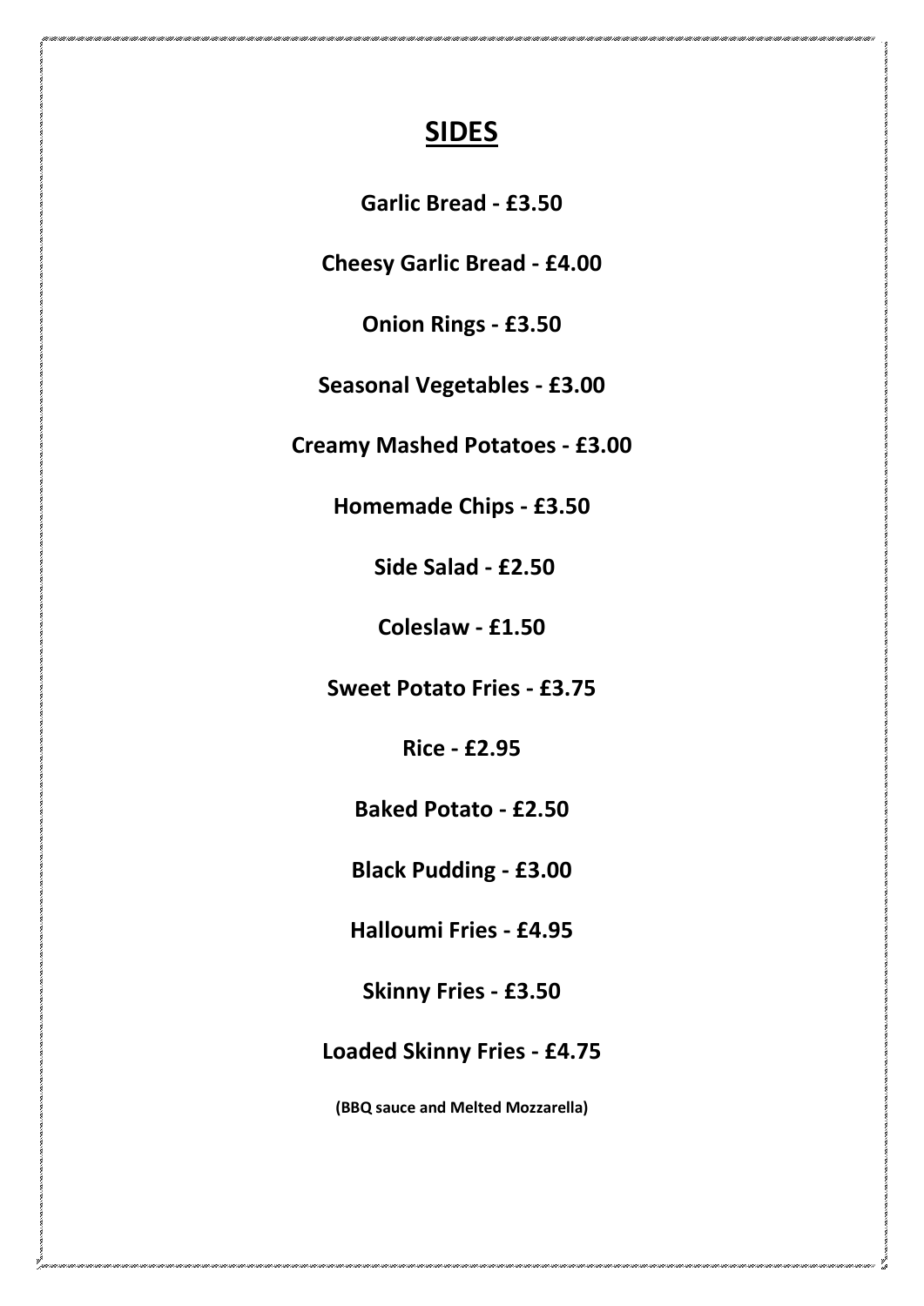## SIDES

**Garlic Bread - £3.50**

**Cheesy Garlic Bread - £4.00**

**Onion Rings - £3.50**

**Seasonal Vegetables - £3.00**

**Creamy Mashed Potatoes - £3.00**

**Homemade Chips - £3.50**

**Side Salad - £2.50**

**Coleslaw - £1.50**

**Sweet Potato Fries - £3.75**

**Rice - £2.95**

**Baked Potato - £2.50**

**Black Pudding - £3.00**

**Halloumi Fries - £4.95**

**Skinny Fries - £3.50**

**Loaded Skinny Fries - £4.75**

**(BBQ sauce and Melted Mozzarella)**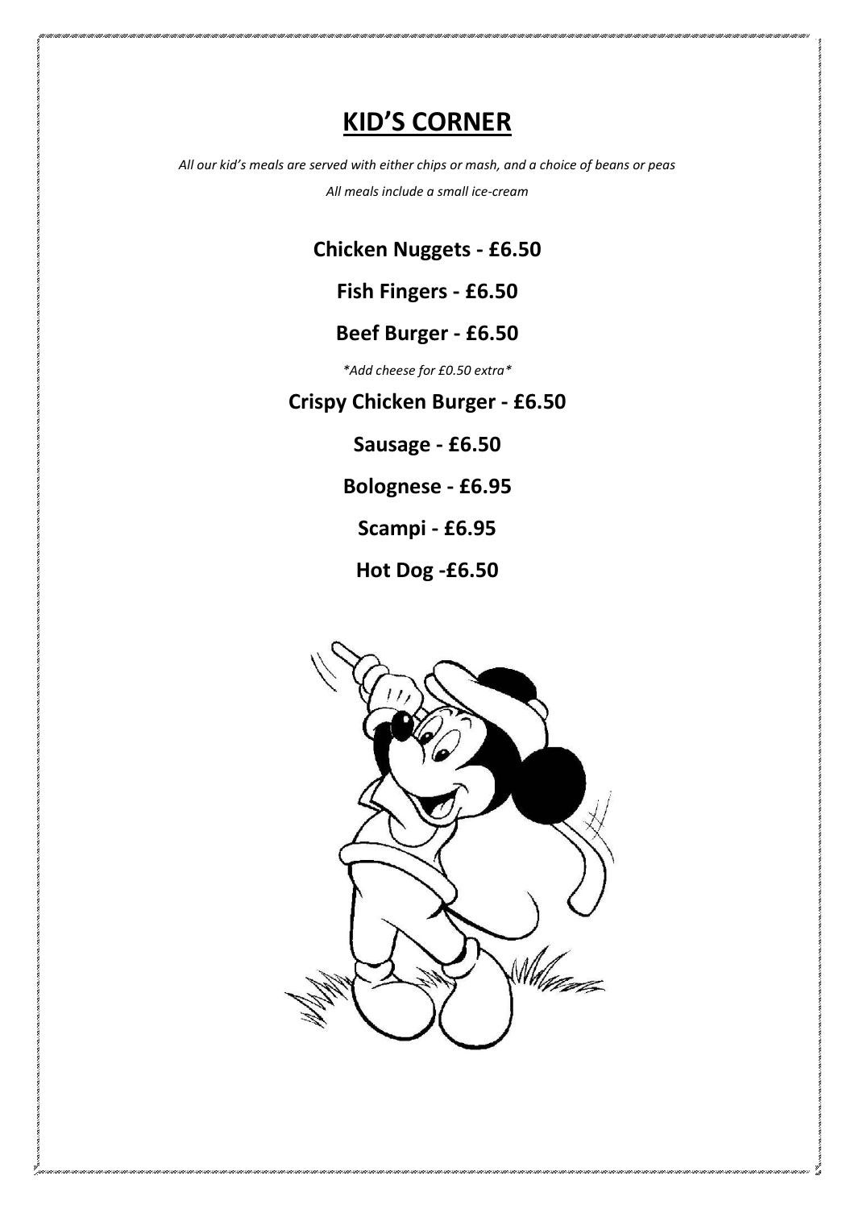# KID'S CORNER

*All our kid's meals are served with either chips or mash, and a choice of beans or peas*

*All meals include a small ice-cream*

**Chicken Nuggets - £6.50**

**Fish Fingers - £6.50**

**Beef Burger - £6.50**

*\*Add cheese for £0.50 extra\**

**Crispy Chicken Burger - £6.50**

**Sausage - £6.50**

**Bolognese - £6.95**

**Scampi - £6.95**

**Hot Dog -£6.50**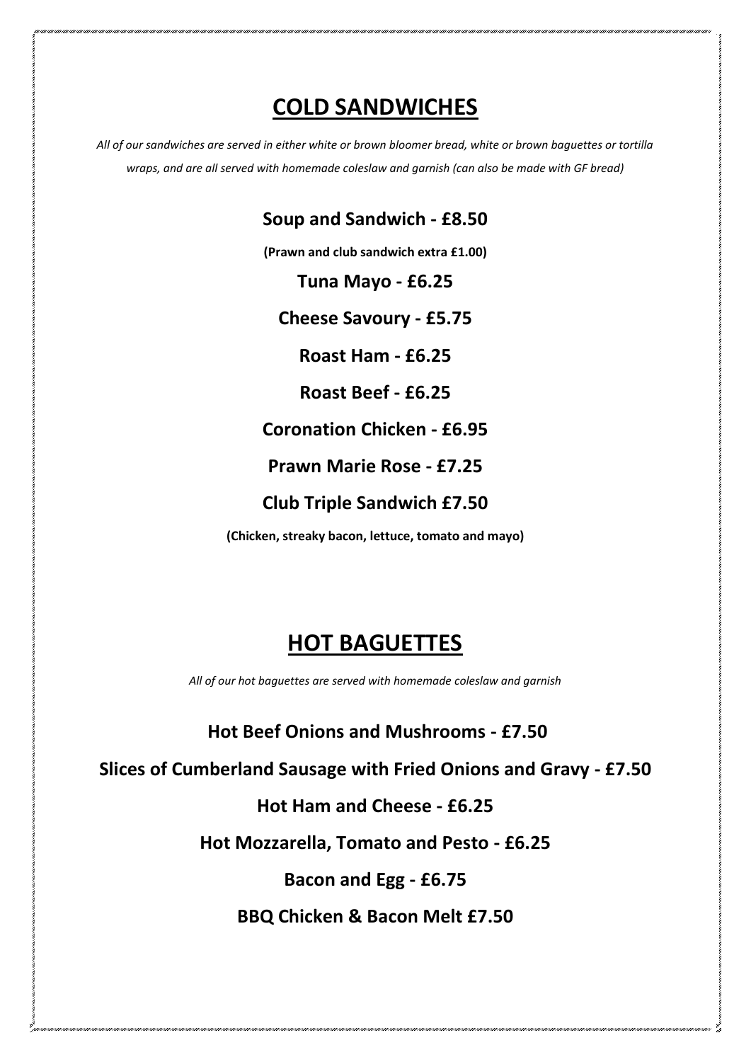# COLD SANDWICHES

*All of our sandwiches are served in either white or brown bloomer bread, white or brown baguettes or tortilla wraps, and are all served with homemade coleslaw and garnish (can also be made with GF bread)*

**Soup and Sandwich - £8.50**

**(Prawn and club sandwich extra £1.00)**

**Tuna Mayo - £6.25**

**Cheese Savoury - £5.75**

**Roast Ham - £6.25**

**Roast Beef - £6.25**

**Coronation Chicken - £6.95**

**Prawn Marie Rose - £7.25**

**Club Triple Sandwich £7.50**

**(Chicken, streaky bacon, lettuce, tomato and mayo)**

# HOT BAGUETTES

*All of our hot baguettes are served with homemade coleslaw and garnish*

**Hot Beef Onions and Mushrooms - £7.50**

**Slices of Cumberland Sausage with Fried Onions and Gravy - £7.50**

**Hot Ham and Cheese - £6.25**

**Hot Mozzarella, Tomato and Pesto - £6.25**

**Bacon and Egg - £6.75**

**BBQ Chicken & Bacon Melt £7.50**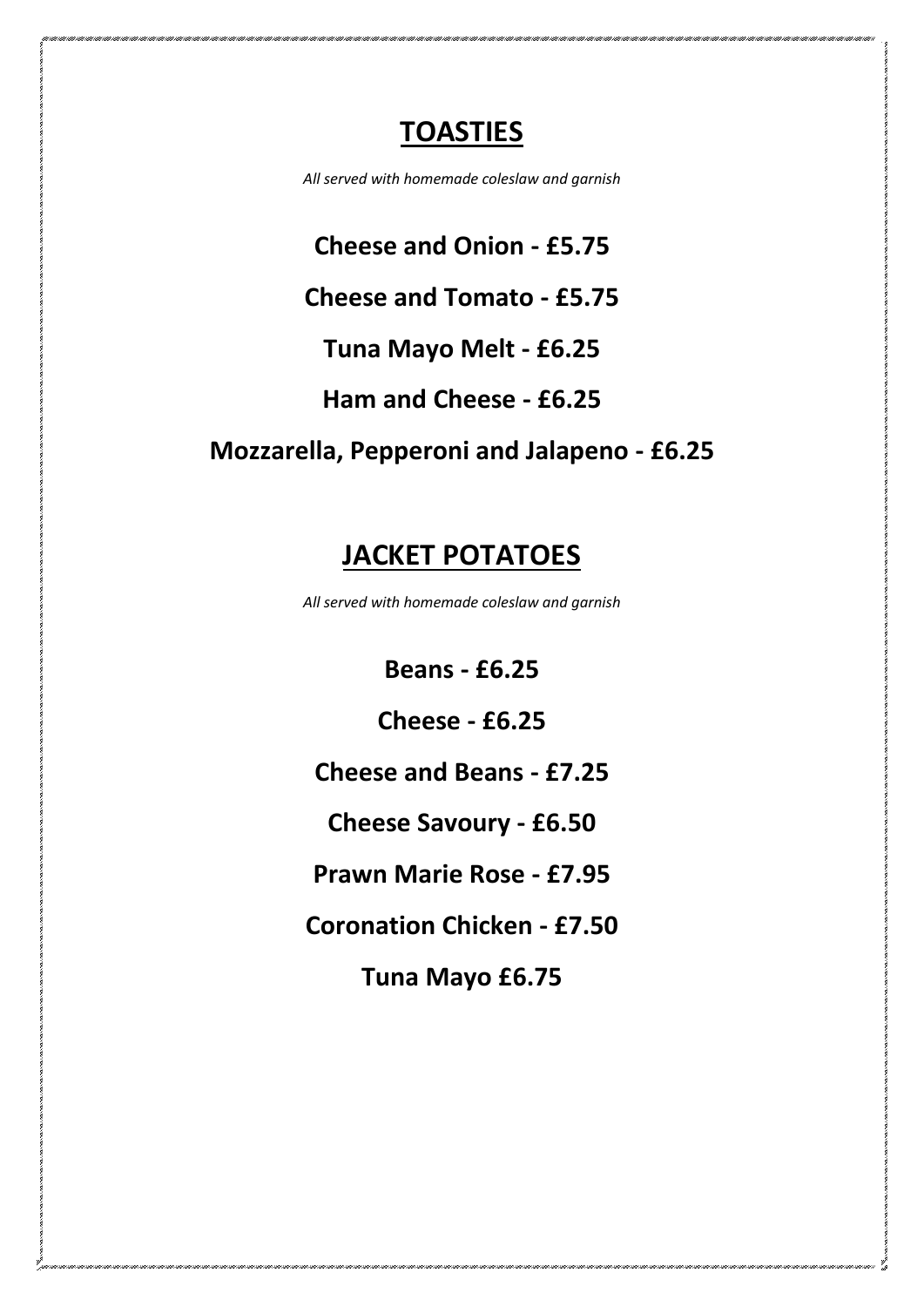## TOASTIES

*All served with homemade coleslaw and garnish*

**Cheese and Onion - £5.75**

**Cheese and Tomato - £5.75**

**Tuna Mayo Melt - £6.25**

**Ham and Cheese - £6.25**

**Mozzarella, Pepperoni and Jalapeno - £6.25**

## JACKET POTATOES

*All served with homemade coleslaw and garnish*

**Beans - £6.25**

**Cheese - £6.25**

**Cheese and Beans - £7.25**

**Cheese Savoury - £6.50**

**Prawn Marie Rose - £7.95**

**Coronation Chicken - £7.50**

**Tuna Mayo £6.75**